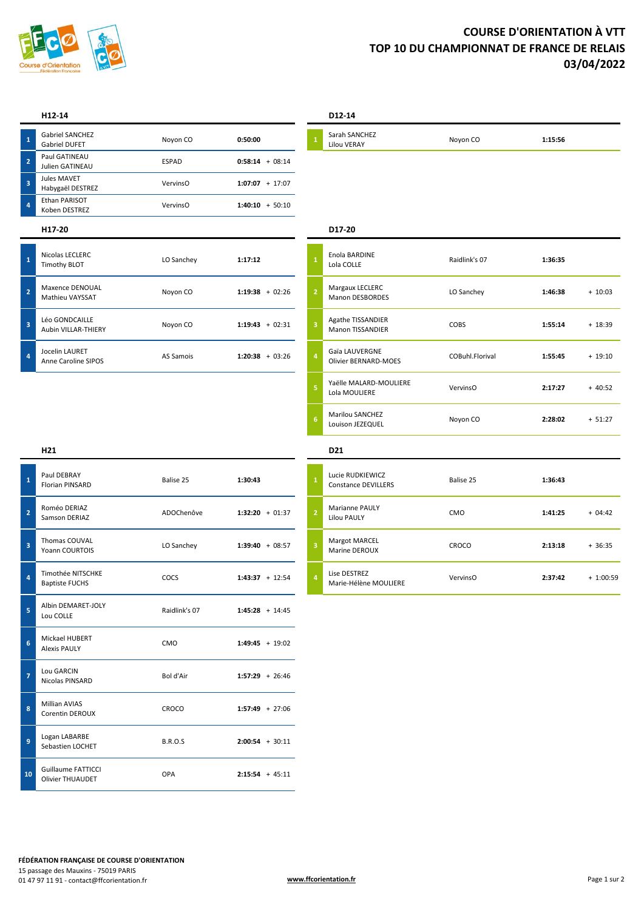# COURSE D'ORIENTATION À VTT
# TOP 10 DU CHAMPIONNAT DE FRANCE DE RELAIS
# 03/04/2022

### H12-14

| Place | Équipe | Club | Temps | Écart |
|---|---|---|---|---|
| 1 | Gabriel SANCHEZ<br>Gabriel DUFET | Noyon CO | **0:50:00** | |
| 2 | Paul GATINEAU<br>Julien GATINEAU | ESPAD | **0:58:14** | + 08:14 |
| 3 | Jules MAVET<br>Habygaël DESTREZ | VervinsO | **1:07:07** | + 17:07 |
| 4 | Ethan PARISOT<br>Koben DESTREZ | VervinsO | **1:40:10** | + 50:10 |

### D12-14

| Place | Équipe | Club | Temps | Écart |
|---|---|---|---|---|
| 1 | Sarah SANCHEZ<br>Lilou VERAY | Noyon CO | **1:15:56** | |

### H17-20

| Place | Équipe | Club | Temps | Écart |
|---|---|---|---|---|
| 1 | Nicolas LECLERC<br>Timothy BLOT | LO Sanchey | **1:17:12** | |
| 2 | Maxence DENOUAL<br>Mathieu VAYSSAT | Noyon CO | **1:19:38** | + 02:26 |
| 3 | Léo GONDCAILLE<br>Aubin VILLAR-THIERY | Noyon CO | **1:19:43** | + 02:31 |
| 4 | Jocelin LAURET<br>Anne Caroline SIPOS | AS Samois | **1:20:38** | + 03:26 |

### D17-20

| Place | Équipe | Club | Temps | Écart |
|---|---|---|---|---|
| 1 | Enola BARDINE<br>Lola COLLE | Raidlink's 07 | **1:36:35** | |
| 2 | Margaux LECLERC<br>Manon DESBORDES | LO Sanchey | **1:46:38** | + 10:03 |
| 3 | Agathe TISSANDIER<br>Manon TISSANDIER | COBS | **1:55:14** | + 18:39 |
| 4 | Gaïa LAUVERGNE<br>Olivier BERNARD-MOES | COBuhl.Florival | **1:55:45** | + 19:10 |
| 5 | Yaëlle MALARD-MOULIERE<br>Lola MOULIERE | VervinsO | **2:17:27** | + 40:52 |
| 6 | Marilou SANCHEZ<br>Louison JEZEQUEL | Noyon CO | **2:28:02** | + 51:27 |

### H21

| Place | Équipe | Club | Temps | Écart |
|---|---|---|---|---|
| 1 | Paul DEBRAY<br>Florian PINSARD | Balise 25 | **1:30:43** | |
| 2 | Roméo DERIAZ<br>Samson DERIAZ | ADOChenôve | **1:32:20** | + 01:37 |
| 3 | Thomas COUVAL<br>Yoann COURTOIS | LO Sanchey | **1:39:40** | + 08:57 |
| 4 | Timothée NITSCHKE<br>Baptiste FUCHS | COCS | **1:43:37** | + 12:54 |
| 5 | Albin DEMARET-JOLY<br>Lou COLLE | Raidlink's 07 | **1:45:28** | + 14:45 |
| 6 | Mickael HUBERT<br>Alexis PAULY | CMO | **1:49:45** | + 19:02 |
| 7 | Lou GARCIN<br>Nicolas PINSARD | Bol d'Air | **1:57:29** | + 26:46 |
| 8 | Millian AVIAS<br>Corentin DEROUX | CROCO | **1:57:49** | + 27:06 |
| 9 | Logan LABARBE<br>Sebastien LOCHET | B.R.O.S | **2:00:54** | + 30:11 |
| 10 | Guillaume FATTICCI<br>Olivier THUAUDET | OPA | **2:15:54** | + 45:11 |

### D21

| Place | Équipe | Club | Temps | Écart |
|---|---|---|---|---|
| 1 | Lucie RUDKIEWICZ<br>Constance DEVILLERS | Balise 25 | **1:36:43** | |
| 2 | Marianne PAULY<br>Lilou PAULY | CMO | **1:41:25** | + 04:42 |
| 3 | Margot MARCEL<br>Marine DEROUX | CROCO | **2:13:18** | + 36:35 |
| 4 | Lise DESTREZ<br>Marie-Hélène MOULIERE | VervinsO | **2:37:42** | + 1:00:59 |

**FÉDÉRATION FRANÇAISE DE COURSE D'ORIENTATION**
15 passage des Mauxins - 75019 PARIS
01 47 97 11 91 - contact@ffcorientation.fr

**www.ffcorientation.fr**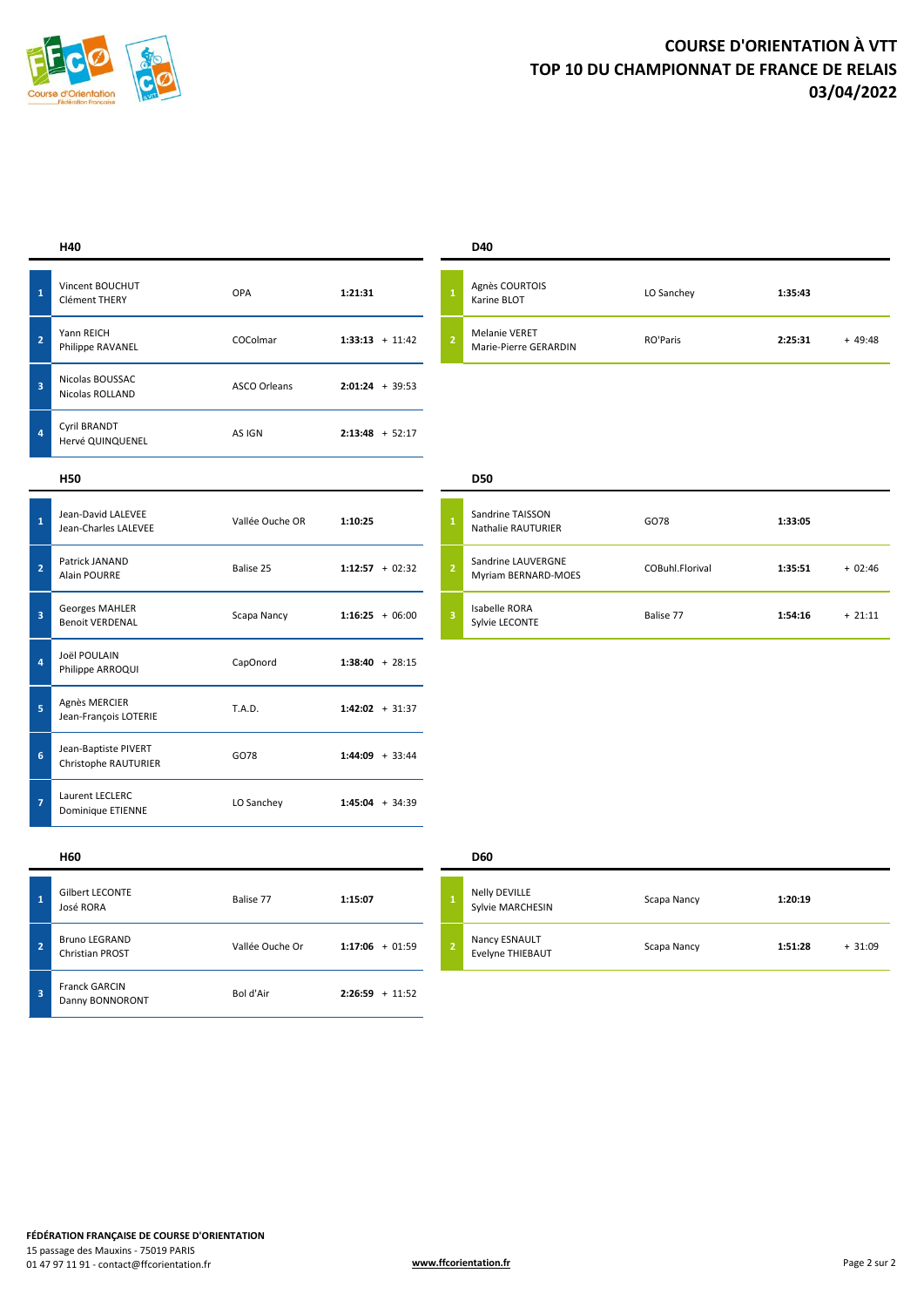# COURSE D'ORIENTATION À VTT
# TOP 10 DU CHAMPIONNAT DE FRANCE DE RELAIS
# 03/04/2022

### H40

| | | | | |
|---|---|---|---|---|
| 1 | Vincent BOUCHUT<br>Clément THERY | OPA | **1:21:31** | |
| 2 | Yann REICH<br>Philippe RAVANEL | COColmar | **1:33:13** | + 11:42 |
| 3 | Nicolas BOUSSAC<br>Nicolas ROLLAND | ASCO Orleans | **2:01:24** | + 39:53 |
| 4 | Cyril BRANDT<br>Hervé QUINQUENEL | AS IGN | **2:13:48** | + 52:17 |

### D40

| | | | | |
|---|---|---|---|---|
| 1 | Agnès COURTOIS<br>Karine BLOT | LO Sanchey | **1:35:43** | |
| 2 | Melanie VERET<br>Marie-Pierre GERARDIN | RO'Paris | **2:25:31** | + 49:48 |

### H50

| | | | | |
|---|---|---|---|---|
| 1 | Jean-David LALEVEE<br>Jean-Charles LALEVEE | Vallée Ouche OR | **1:10:25** | |
| 2 | Patrick JANAND<br>Alain POURRE | Balise 25 | **1:12:57** | + 02:32 |
| 3 | Georges MAHLER<br>Benoit VERDENAL | Scapa Nancy | **1:16:25** | + 06:00 |
| 4 | Joël POULAIN<br>Philippe ARROQUI | CapOnord | **1:38:40** | + 28:15 |
| 5 | Agnès MERCIER<br>Jean-François LOTERIE | T.A.D. | **1:42:02** | + 31:37 |
| 6 | Jean-Baptiste PIVERT<br>Christophe RAUTURIER | GO78 | **1:44:09** | + 33:44 |
| 7 | Laurent LECLERC<br>Dominique ETIENNE | LO Sanchey | **1:45:04** | + 34:39 |

### D50

| | | | | |
|---|---|---|---|---|
| 1 | Sandrine TAISSON<br>Nathalie RAUTURIER | GO78 | **1:33:05** | |
| 2 | Sandrine LAUVERGNE<br>Myriam BERNARD-MOES | COBuhl.Florival | **1:35:51** | + 02:46 |
| 3 | Isabelle RORA<br>Sylvie LECONTE | Balise 77 | **1:54:16** | + 21:11 |

### H60

| | | | | |
|---|---|---|---|---|
| 1 | Gilbert LECONTE<br>José RORA | Balise 77 | **1:15:07** | |
| 2 | Bruno LEGRAND<br>Christian PROST | Vallée Ouche Or | **1:17:06** | + 01:59 |
| 3 | Franck GARCIN<br>Danny BONNORONT | Bol d'Air | **2:26:59** | + 11:52 |

### D60

| | | | | |
|---|---|---|---|---|
| 1 | Nelly DEVILLE<br>Sylvie MARCHESIN | Scapa Nancy | **1:20:19** | |
| 2 | Nancy ESNAULT<br>Evelyne THIEBAUT | Scapa Nancy | **1:51:28** | + 31:09 |

**FÉDÉRATION FRANÇAISE DE COURSE D'ORIENTATION**
15 passage des Mauxins - 75019 PARIS
01 47 97 11 91 - contact@ffcorientation.fr

**www.ffcorientation.fr**